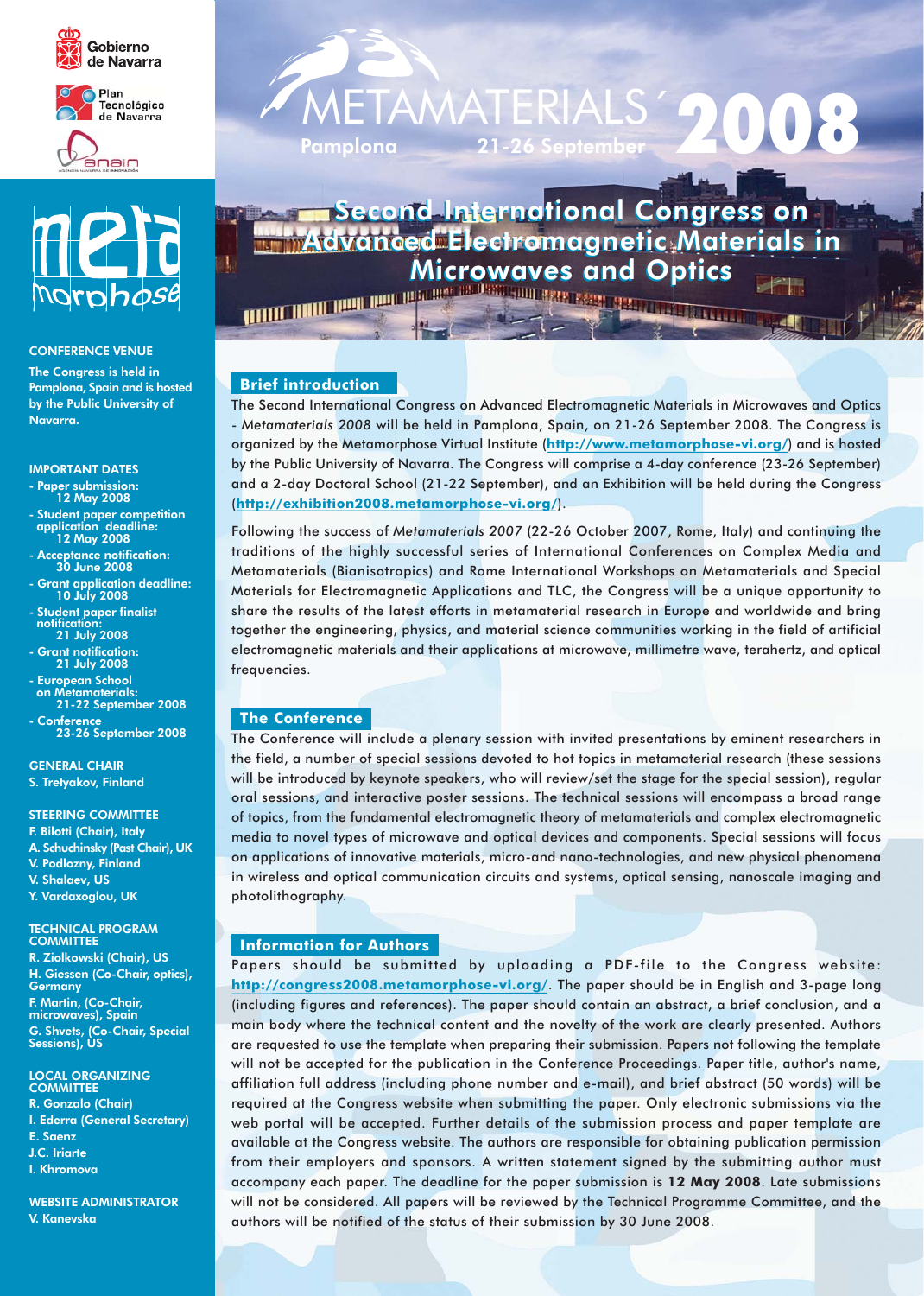Gobierno de Navarra

Plan Tecnológico de Navarra

anain

meta morphose

# METAMATERIALS´2008

Pamplona 21-26 September

## Second International Congress on Advanced Electromagnetic Materials in Microwaves and Optics

**CONFERENCE VENUE**

The Congress is held in Pamplona, Spain and is hosted by the Public University of Navarra.

**IMPORTANT DATES**

- Paper submission: 12 May 2008
- Student paper competition application deadline: 12 May 2008
- Acceptance notification: 30 June 2008
- Grant application deadline: 10 July 2008
- Student paper finalist notification: 21 July 2008
- Grant notification: 21 July 2008
- European School on Metamaterials: 21-22 September 2008
- Conference 23-26 September 2008

**GENERAL CHAIR**

S. Tretyakov, Finland

**STEERING COMMITTEE**

F. Bilotti (Chair), Italy
A. Schuchinsky (Past Chair), UK
V. Podlozny, Finland
V. Shalaev, US
Y. Vardaxoglou, UK

**TECHNICAL PROGRAM COMMITTEE**

R. Ziolkowski (Chair), US
H. Giessen (Co-Chair, optics), Germany
F. Martin, (Co-Chair, microwaves), Spain
G. Shvets, (Co-Chair, Special Sessions), US

**LOCAL ORGANIZING COMMITTEE**

R. Gonzalo (Chair)
I. Ederra (General Secretary)
E. Saenz
J.C. Iriarte
I. Khromova

**WEBSITE ADMINISTRATOR**

V. Kanevska

### Brief introduction

The Second International Congress on Advanced Electromagnetic Materials in Microwaves and Optics - *Metamaterials 2008* will be held in Pamplona, Spain, on 21-26 September 2008. The Congress is organized by the Metamorphose Virtual Institute (**http://www.metamorphose-vi.org/**) and is hosted by the Public University of Navarra. The Congress will comprise a 4-day conference (23-26 September) and a 2-day Doctoral School (21-22 September), and an Exhibition will be held during the Congress (**http://exhibition2008.metamorphose-vi.org/**).

Following the success of *Metamaterials 2007* (22-26 October 2007, Rome, Italy) and continuing the traditions of the highly successful series of International Conferences on Complex Media and Metamaterials (Bianisotropics) and Rome International Workshops on Metamaterials and Special Materials for Electromagnetic Applications and TLC, the Congress will be a unique opportunity to share the results of the latest efforts in metamaterial research in Europe and worldwide and bring together the engineering, physics, and material science communities working in the field of artificial electromagnetic materials and their applications at microwave, millimetre wave, terahertz, and optical frequencies.

### The Conference

The Conference will include a plenary session with invited presentations by eminent researchers in the field, a number of special sessions devoted to hot topics in metamaterial research (these sessions will be introduced by keynote speakers, who will review/set the stage for the special session), regular oral sessions, and interactive poster sessions. The technical sessions will encompass a broad range of topics, from the fundamental electromagnetic theory of metamaterials and complex electromagnetic media to novel types of microwave and optical devices and components. Special sessions will focus on applications of innovative materials, micro-and nano-technologies, and new physical phenomena in wireless and optical communication circuits and systems, optical sensing, nanoscale imaging and photolithography.

### Information for Authors

Papers should be submitted by uploading a PDF-file to the Congress website: **http://congress2008.metamorphose-vi.org/**. The paper should be in English and 3-page long (including figures and references). The paper should contain an abstract, a brief conclusion, and a main body where the technical content and the novelty of the work are clearly presented. Authors are requested to use the template when preparing their submission. Papers not following the template will not be accepted for the publication in the Conference Proceedings. Paper title, author's name, affiliation full address (including phone number and e-mail), and brief abstract (50 words) will be required at the Congress website when submitting the paper. Only electronic submissions via the web portal will be accepted. Further details of the submission process and paper template are available at the Congress website. The authors are responsible for obtaining publication permission from their employers and sponsors. A written statement signed by the submitting author must accompany each paper. The deadline for the paper submission is **12 May 2008**. Late submissions will not be considered. All papers will be reviewed by the Technical Programme Committee, and the authors will be notified of the status of their submission by 30 June 2008.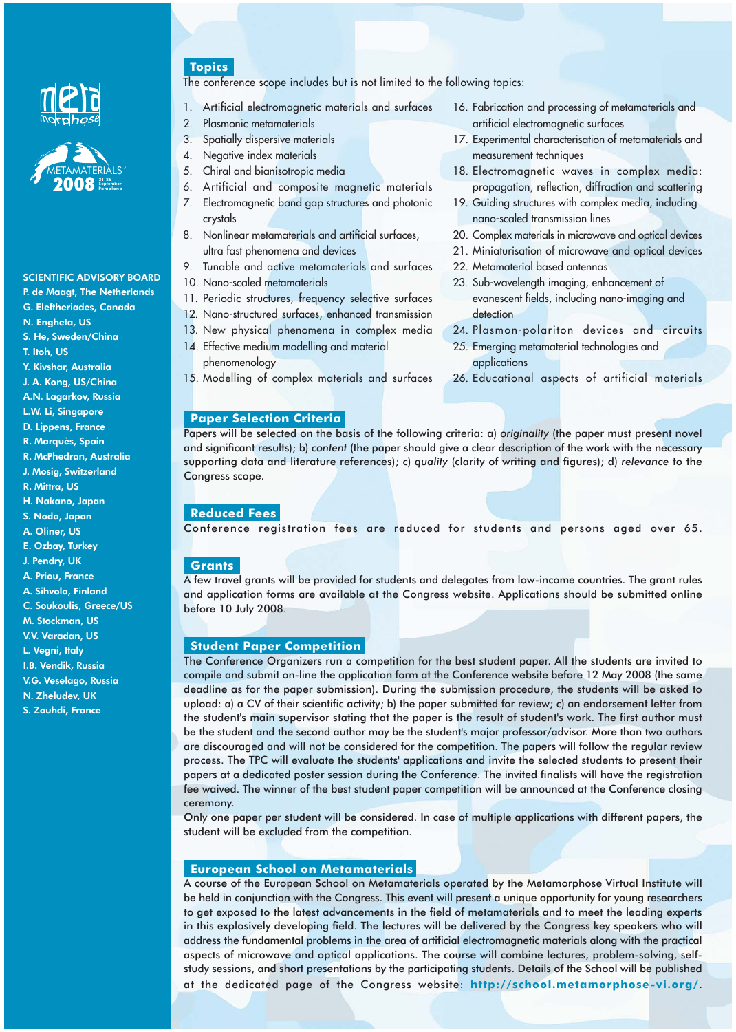METAMATERIALS' 2008

21-26 September Pamplona

## SCIENTIFIC ADVISORY BOARD

P. de Maagt, The Netherlands
G. Eleftheriades, Canada
N. Engheta, US
S. He, Sweden/China
T. Itoh, US
Y. Kivshar, Australia
J. A. Kong, US/China
A.N. Lagarkov, Russia
L.W. Li, Singapore
D. Lippens, France
R. Marquès, Spain
R. McPhedran, Australia
J. Mosig, Switzerland
R. Mittra, US
H. Nakano, Japan
S. Noda, Japan
A. Oliner, US
E. Ozbay, Turkey
J. Pendry, UK
A. Priou, France
A. Sihvola, Finland
C. Soukoulis, Greece/US
M. Stockman, US
V.V. Varadan, US
L. Vegni, Italy
I.B. Vendik, Russia
V.G. Veselago, Russia
N. Zheludev, UK
S. Zouhdi, France

## Topics

The conference scope includes but is not limited to the following topics:

1. Artificial electromagnetic materials and surfaces
2. Plasmonic metamaterials
3. Spatially dispersive materials
4. Negative index materials
5. Chiral and bianisotropic media
6. Artificial and composite magnetic materials
7. Electromagnetic band gap structures and photonic crystals
8. Nonlinear metamaterials and artificial surfaces, ultra fast phenomena and devices
9. Tunable and active metamaterials and surfaces
10. Nano-scaled metamaterials
11. Periodic structures, frequency selective surfaces
12. Nano-structured surfaces, enhanced transmission
13. New physical phenomena in complex media
14. Effective medium modelling and material phenomenology
15. Modelling of complex materials and surfaces
16. Fabrication and processing of metamaterials and artificial electromagnetic surfaces
17. Experimental characterisation of metamaterials and measurement techniques
18. Electromagnetic waves in complex media: propagation, reflection, diffraction and scattering
19. Guiding structures with complex media, including nano-scaled transmission lines
20. Complex materials in microwave and optical devices
21. Miniaturisation of microwave and optical devices
22. Metamaterial based antennas
23. Sub-wavelength imaging, enhancement of evanescent fields, including nano-imaging and detection
24. Plasmon-polariton devices and circuits
25. Emerging metamaterial technologies and applications
26. Educational aspects of artificial materials

## Paper Selection Criteria

Papers will be selected on the basis of the following criteria: a) *originality* (the paper must present novel and significant results); b) *content* (the paper should give a clear description of the work with the necessary supporting data and literature references); c) *quality* (clarity of writing and figures); d) *relevance* to the Congress scope.

## Reduced Fees

Conference registration fees are reduced for students and persons aged over 65.

## Grants

A few travel grants will be provided for students and delegates from low-income countries. The grant rules and application forms are available at the Congress website. Applications should be submitted online before 10 July 2008.

## Student Paper Competition

The Conference Organizers run a competition for the best student paper. All the students are invited to compile and submit on-line the application form at the Conference website before 12 May 2008 (the same deadline as for the paper submission). During the submission procedure, the students will be asked to upload: a) a CV of their scientific activity; b) the paper submitted for review; c) an endorsement letter from the student's main supervisor stating that the paper is the result of student's work. The first author must be the student and the second author may be the student's major professor/advisor. More than two authors are discouraged and will not be considered for the competition. The papers will follow the regular review process. The TPC will evaluate the students' applications and invite the selected students to present their papers at a dedicated poster session during the Conference. The invited finalists will have the registration fee waived. The winner of the best student paper competition will be announced at the Conference closing ceremony.

Only one paper per student will be considered. In case of multiple applications with different papers, the student will be excluded from the competition.

## European School on Metamaterials

A course of the European School on Metamaterials operated by the Metamorphose Virtual Institute will be held in conjunction with the Congress. This event will present a unique opportunity for young researchers to get exposed to the latest advancements in the field of metamaterials and to meet the leading experts in this explosively developing field. The lectures will be delivered by the Congress key speakers who will address the fundamental problems in the area of artificial electromagnetic materials along with the practical aspects of microwave and optical applications. The course will combine lectures, problem-solving, self-study sessions, and short presentations by the participating students. Details of the School will be published at the dedicated page of the Congress website: **http://school.metamorphose-vi.org/**.